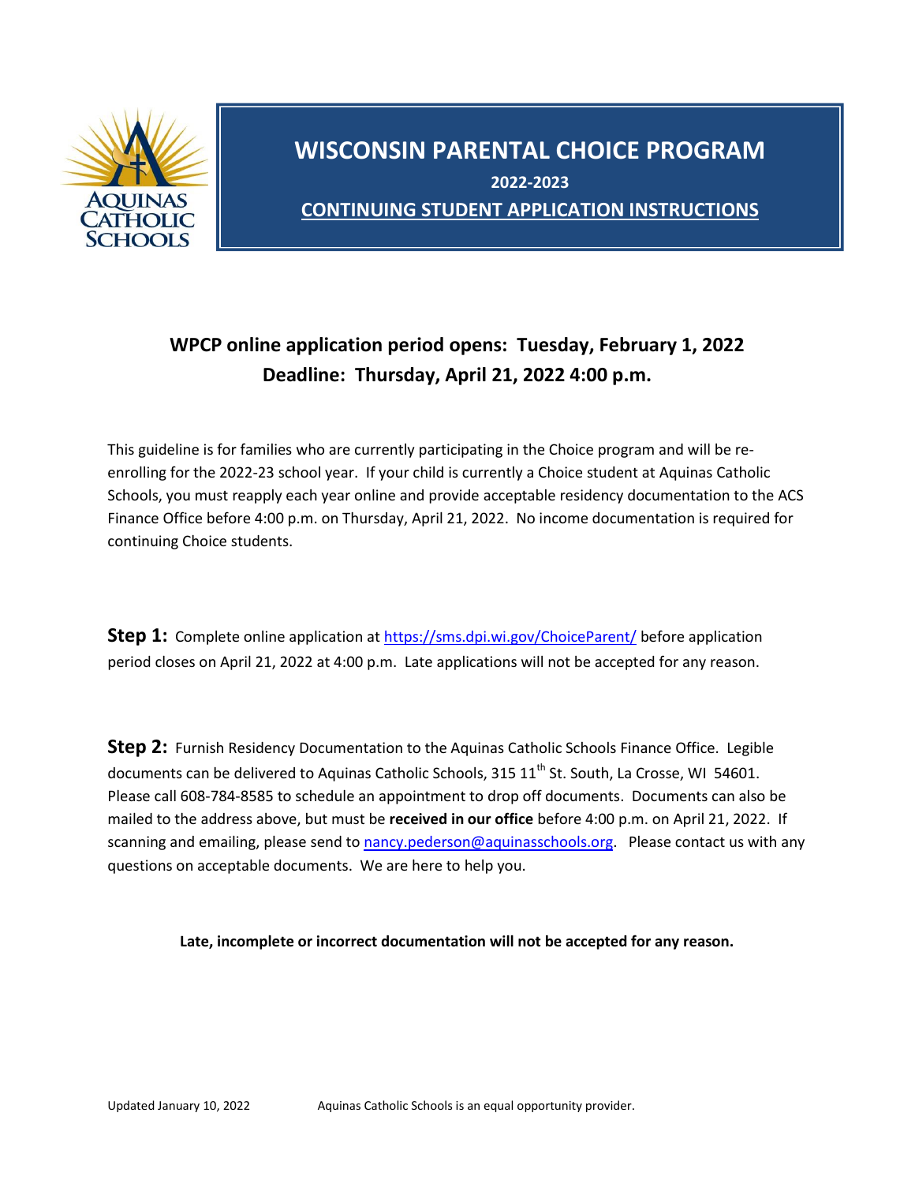# WISCONSIN PARENTAL CHOICE PROGRAM

## 2022-2023

## CONTINUING STUDENT APPLICATION INSTRUCTIONS

**WPCP online application period opens: Tuesday, February 1, 2022**
**Deadline: Thursday, April 21, 2022 4:00 p.m.**

This guideline is for families who are currently participating in the Choice program and will be re-enrolling for the 2022-23 school year. If your child is currently a Choice student at Aquinas Catholic Schools, you must reapply each year online and provide acceptable residency documentation to the ACS Finance Office before 4:00 p.m. on Thursday, April 21, 2022. No income documentation is required for continuing Choice students.

**Step 1:** Complete online application at https://sms.dpi.wi.gov/ChoiceParent/ before application period closes on April 21, 2022 at 4:00 p.m. Late applications will not be accepted for any reason.

**Step 2:** Furnish Residency Documentation to the Aquinas Catholic Schools Finance Office. Legible documents can be delivered to Aquinas Catholic Schools, 315 11th St. South, La Crosse, WI 54601. Please call 608-784-8585 to schedule an appointment to drop off documents. Documents can also be mailed to the address above, but must be **received in our office** before 4:00 p.m. on April 21, 2022. If scanning and emailing, please send to nancy.pederson@aquinasschools.org. Please contact us with any questions on acceptable documents. We are here to help you.

**Late, incomplete or incorrect documentation will not be accepted for any reason.**

Updated January 10, 2022 Aquinas Catholic Schools is an equal opportunity provider.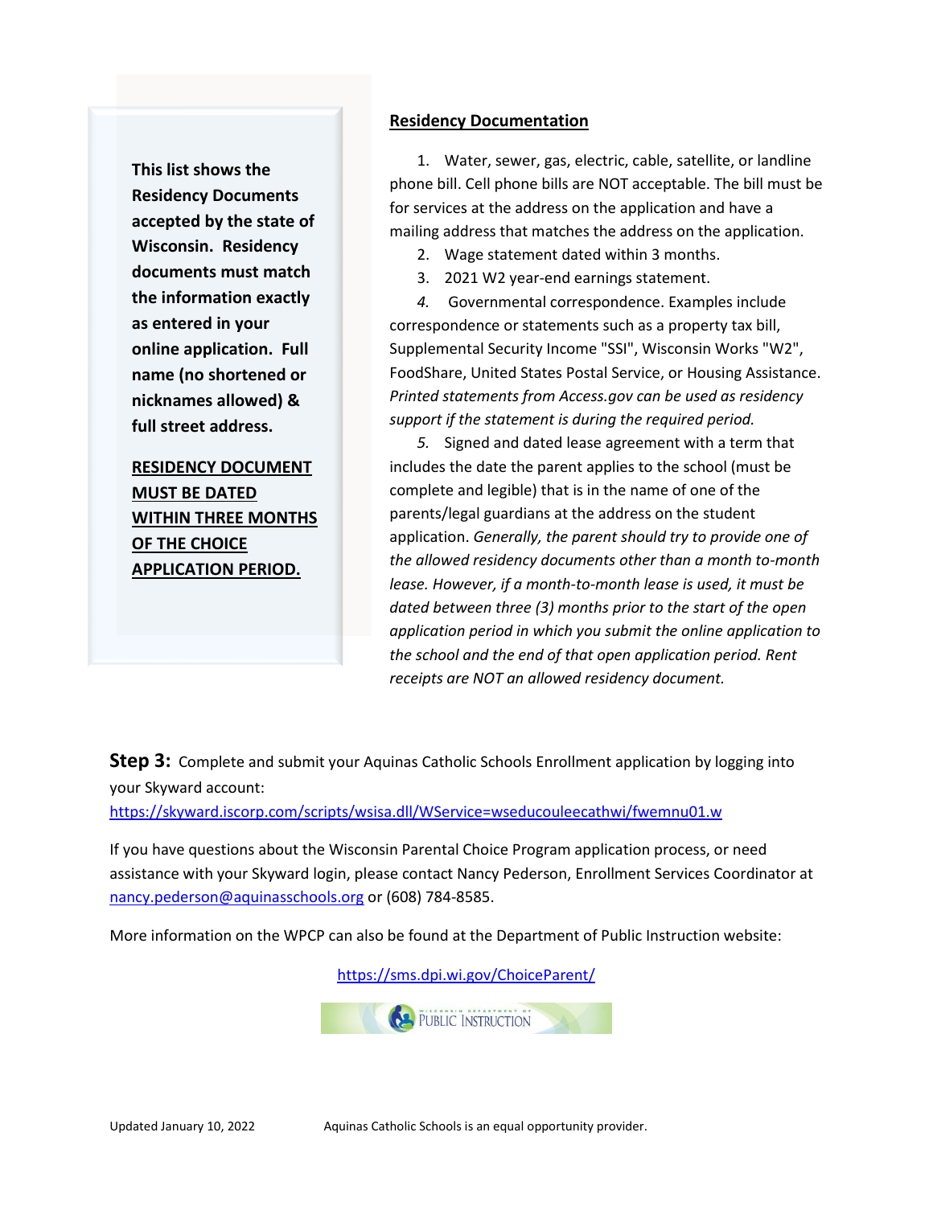**This list shows the Residency Documents accepted by the state of Wisconsin. Residency documents must match the information exactly as entered in your online application. Full name (no shortened or nicknames allowed) & full street address.**

**RESIDENCY DOCUMENT MUST BE DATED WITHIN THREE MONTHS OF THE CHOICE APPLICATION PERIOD.**

## Residency Documentation

1. Water, sewer, gas, electric, cable, satellite, or landline phone bill. Cell phone bills are NOT acceptable. The bill must be for services at the address on the application and have a mailing address that matches the address on the application.
2. Wage statement dated within 3 months.
3. 2021 W2 year-end earnings statement.
4. Governmental correspondence. Examples include correspondence or statements such as a property tax bill, Supplemental Security Income "SSI", Wisconsin Works "W2", FoodShare, United States Postal Service, or Housing Assistance. *Printed statements from Access.gov can be used as residency support if the statement is during the required period.*
5. Signed and dated lease agreement with a term that includes the date the parent applies to the school (must be complete and legible) that is in the name of one of the parents/legal guardians at the address on the student application. *Generally, the parent should try to provide one of the allowed residency documents other than a month to-month lease. However, if a month-to-month lease is used, it must be dated between three (3) months prior to the start of the open application period in which you submit the online application to the school and the end of that open application period. Rent receipts are NOT an allowed residency document.*

**Step 3:** Complete and submit your Aquinas Catholic Schools Enrollment application by logging into your Skyward account:
https://skyward.iscorp.com/scripts/wsisa.dll/WService=wseducouleecathwi/fwemnu01.w

If you have questions about the Wisconsin Parental Choice Program application process, or need assistance with your Skyward login, please contact Nancy Pederson, Enrollment Services Coordinator at nancy.pederson@aquinasschools.org or (608) 784-8585.

More information on the WPCP can also be found at the Department of Public Instruction website:

https://sms.dpi.wi.gov/ChoiceParent/

Wisconsin Department of Public Instruction

Updated January 10, 2022

Aquinas Catholic Schools is an equal opportunity provider.